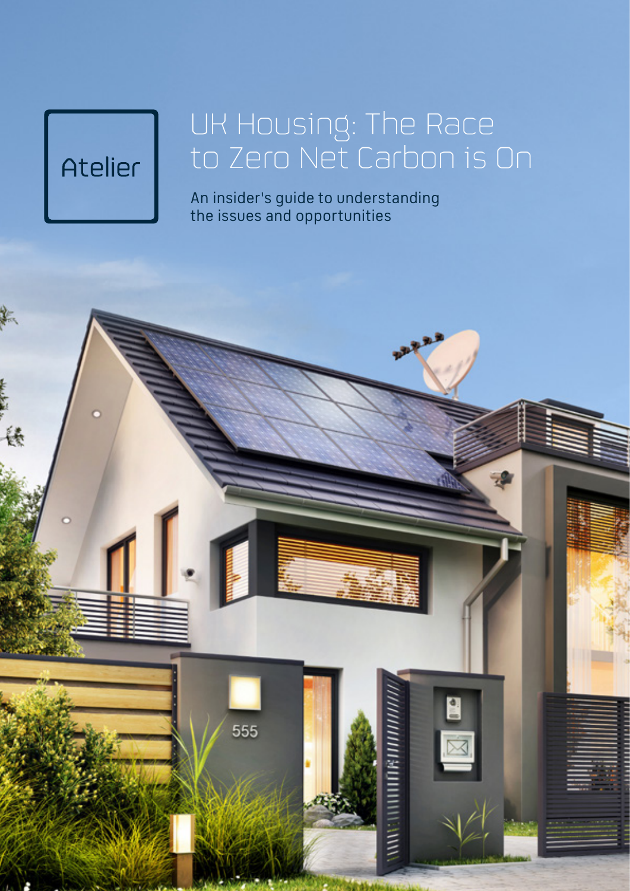Atelier

# UK Housing: The Race to Zero Net Carbon is On

An insider's guide to understanding the issues and opportunities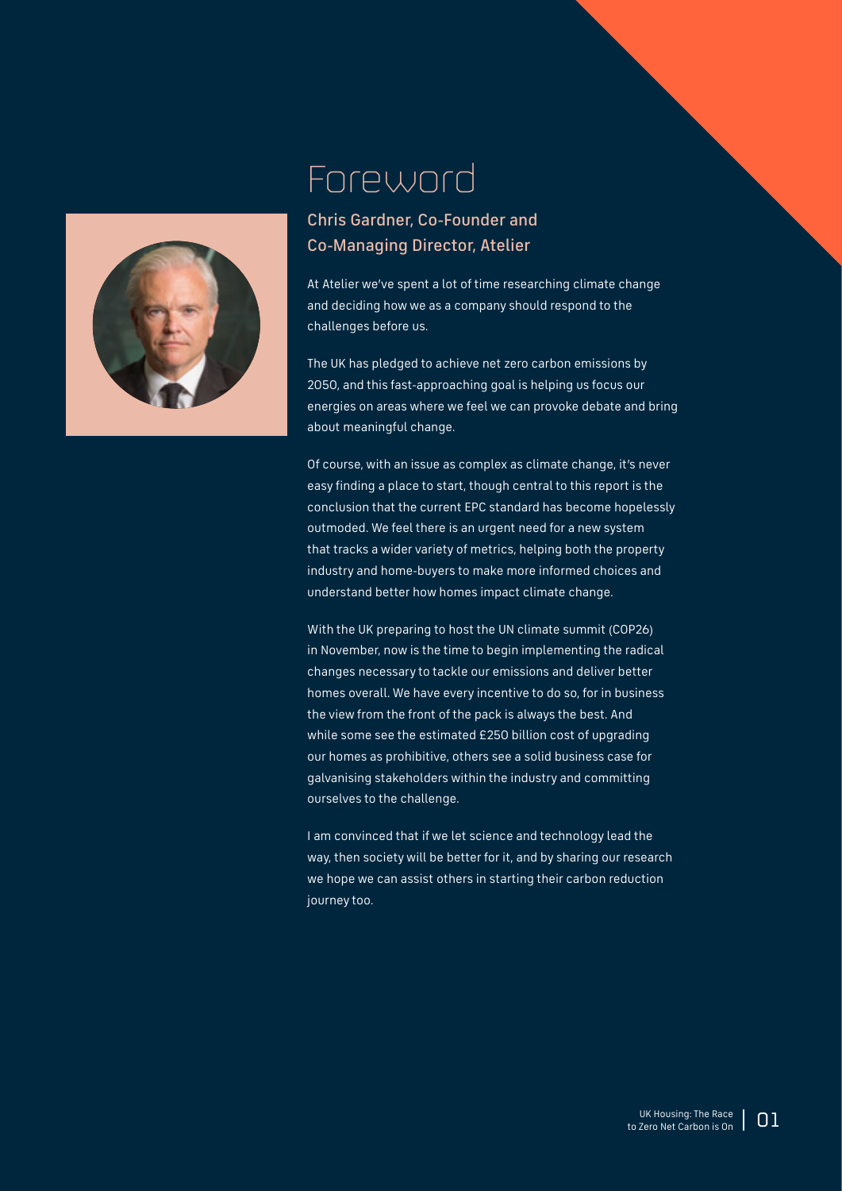# Foreword

## Chris Gardner, Co-Founder and Co-Managing Director, Atelier

At Atelier we've spent a lot of time researching climate change and deciding how we as a company should respond to the challenges before us.

The UK has pledged to achieve net zero carbon emissions by 2050, and this fast-approaching goal is helping us focus our energies on areas where we feel we can provoke debate and bring about meaningful change.

Of course, with an issue as complex as climate change, it's never easy finding a place to start, though central to this report is the conclusion that the current EPC standard has become hopelessly outmoded. We feel there is an urgent need for a new system that tracks a wider variety of metrics, helping both the property industry and home-buyers to make more informed choices and understand better how homes impact climate change.

With the UK preparing to host the UN climate summit (COP26) in November, now is the time to begin implementing the radical changes necessary to tackle our emissions and deliver better homes overall. We have every incentive to do so, for in business the view from the front of the pack is always the best. And while some see the estimated £250 billion cost of upgrading our homes as prohibitive, others see a solid business case for galvanising stakeholders within the industry and committing ourselves to the challenge.

I am convinced that if we let science and technology lead the way, then society will be better for it, and by sharing our research we hope we can assist others in starting their carbon reduction journey too.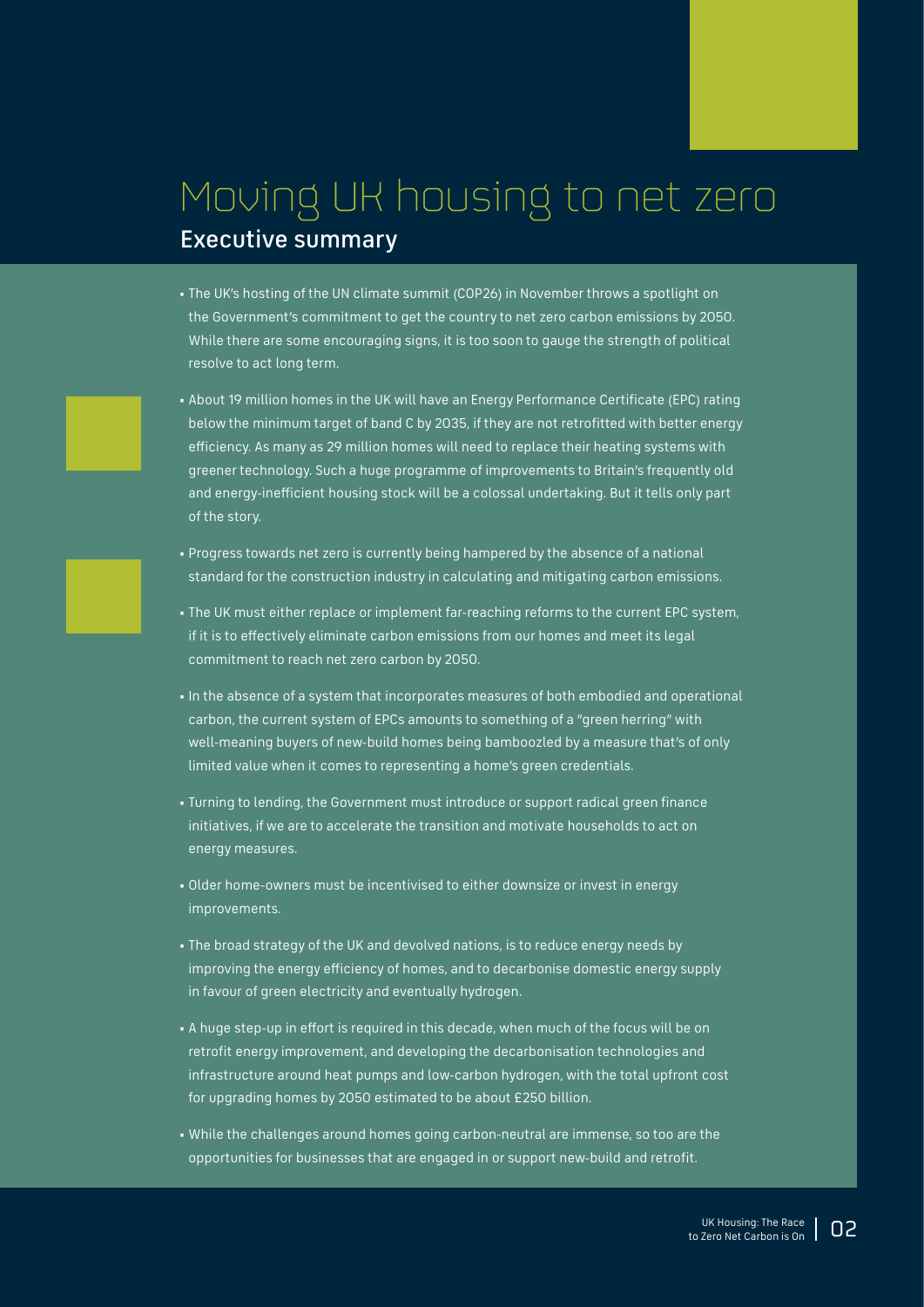# Moving UK housing to net zero

## Executive summary

- The UK's hosting of the UN climate summit (COP26) in November throws a spotlight on the Government's commitment to get the country to net zero carbon emissions by 2050. While there are some encouraging signs, it is too soon to gauge the strength of political resolve to act long term.
- About 19 million homes in the UK will have an Energy Performance Certificate (EPC) rating below the minimum target of band C by 2035, if they are not retrofitted with better energy efficiency. As many as 29 million homes will need to replace their heating systems with greener technology. Such a huge programme of improvements to Britain's frequently old and energy-inefficient housing stock will be a colossal undertaking. But it tells only part of the story.
- Progress towards net zero is currently being hampered by the absence of a national standard for the construction industry in calculating and mitigating carbon emissions.
- The UK must either replace or implement far-reaching reforms to the current EPC system, if it is to effectively eliminate carbon emissions from our homes and meet its legal commitment to reach net zero carbon by 2050.
- In the absence of a system that incorporates measures of both embodied and operational carbon, the current system of EPCs amounts to something of a "green herring" with well-meaning buyers of new-build homes being bamboozled by a measure that's of only limited value when it comes to representing a home's green credentials.
- Turning to lending, the Government must introduce or support radical green finance initiatives, if we are to accelerate the transition and motivate households to act on energy measures.
- Older home-owners must be incentivised to either downsize or invest in energy improvements.
- The broad strategy of the UK and devolved nations, is to reduce energy needs by improving the energy efficiency of homes, and to decarbonise domestic energy supply in favour of green electricity and eventually hydrogen.
- A huge step-up in effort is required in this decade, when much of the focus will be on retrofit energy improvement, and developing the decarbonisation technologies and infrastructure around heat pumps and low-carbon hydrogen, with the total upfront cost for upgrading homes by 2050 estimated to be about £250 billion.
- While the challenges around homes going carbon-neutral are immense, so too are the opportunities for businesses that are engaged in or support new-build and retrofit.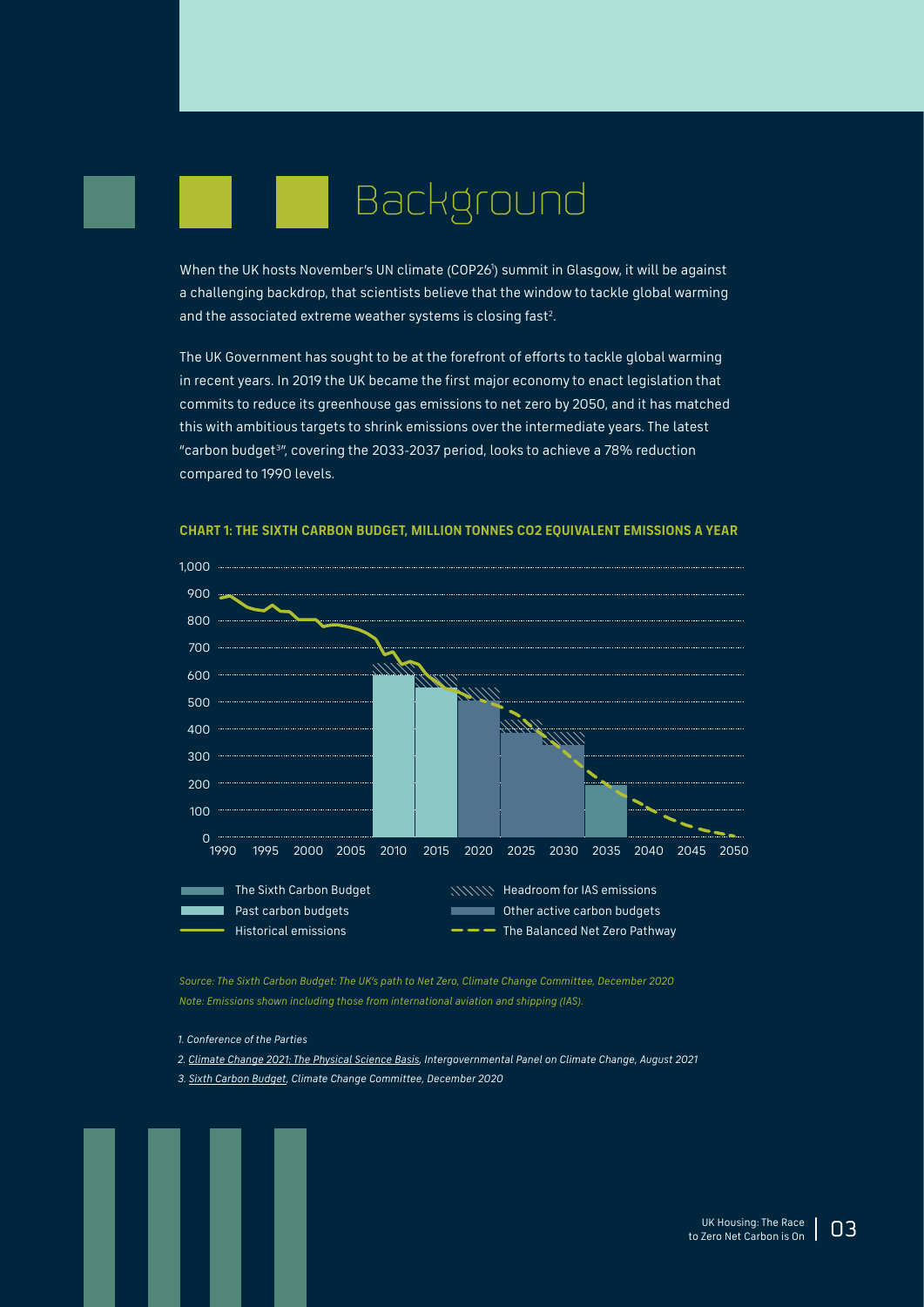# Background

When the UK hosts November's UN climate (COP26[1]) summit in Glasgow, it will be against a challenging backdrop, that scientists believe that the window to tackle global warming and the associated extreme weather systems is closing fast[2].

The UK Government has sought to be at the forefront of efforts to tackle global warming in recent years. In 2019 the UK became the first major economy to enact legislation that commits to reduce its greenhouse gas emissions to net zero by 2050, and it has matched this with ambitious targets to shrink emissions over the intermediate years. The latest "carbon budget[3]", covering the 2033-2037 period, looks to achieve a 78% reduction compared to 1990 levels.

**CHART 1: THE SIXTH CARBON BUDGET, MILLION TONNES CO2 EQUIVALENT EMISSIONS A YEAR**

- The Sixth Carbon Budget
- Past carbon budgets
- Historical emissions
- Headroom for IAS emissions
- Other active carbon budgets
- The Balanced Net Zero Pathway

*Source: The Sixth Carbon Budget: The UK's path to Net Zero, Climate Change Committee, December 2020*
*Note: Emissions shown including those from international aviation and shipping (IAS).*

*1. Conference of the Parties*

*2. Climate Change 2021: The Physical Science Basis, Intergovernmental Panel on Climate Change, August 2021*

*3. Sixth Carbon Budget, Climate Change Committee, December 2020*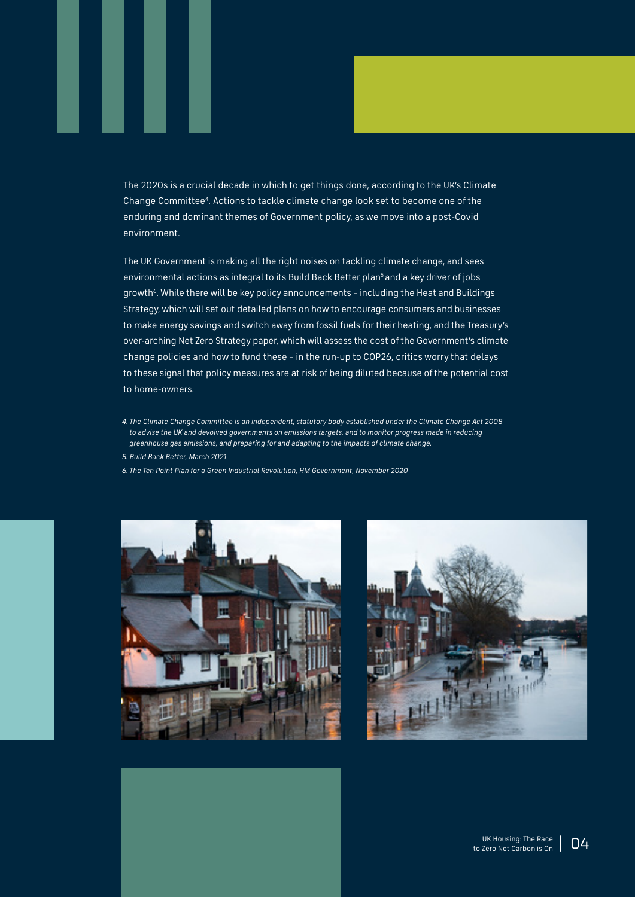The 2020s is a crucial decade in which to get things done, according to the UK's Climate Change Committee[4]. Actions to tackle climate change look set to become one of the enduring and dominant themes of Government policy, as we move into a post-Covid environment.

The UK Government is making all the right noises on tackling climate change, and sees environmental actions as integral to its Build Back Better plan[5] and a key driver of jobs growth[6]. While there will be key policy announcements – including the Heat and Buildings Strategy, which will set out detailed plans on how to encourage consumers and businesses to make energy savings and switch away from fossil fuels for their heating, and the Treasury's over-arching Net Zero Strategy paper, which will assess the cost of the Government's climate change policies and how to fund these – in the run-up to COP26, critics worry that delays to these signal that policy measures are at risk of being diluted because of the potential cost to home-owners.

*4. The Climate Change Committee is an independent, statutory body established under the Climate Change Act 2008 to advise the UK and devolved governments on emissions targets, and to monitor progress made in reducing greenhouse gas emissions, and preparing for and adapting to the impacts of climate change.*

*5. Build Back Better, March 2021*

*6. The Ten Point Plan for a Green Industrial Revolution, HM Government, November 2020*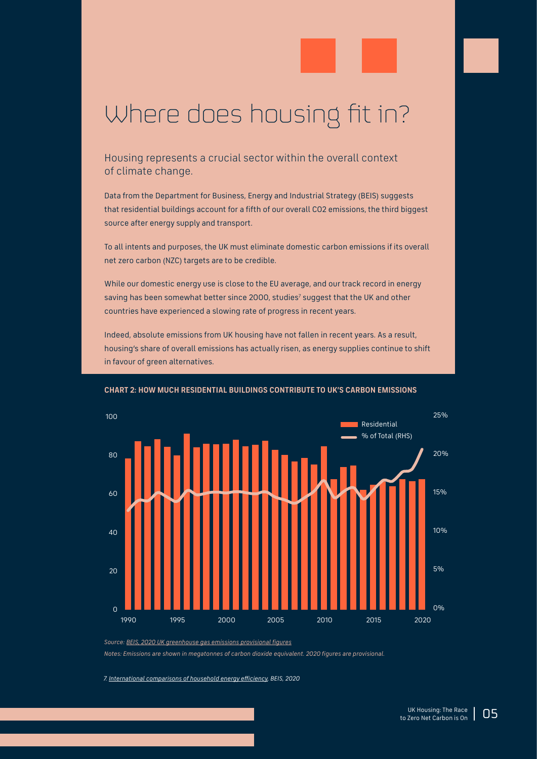# Where does housing fit in?

## Housing represents a crucial sector within the overall context of climate change.

Data from the Department for Business, Energy and Industrial Strategy (BEIS) suggests that residential buildings account for a fifth of our overall CO2 emissions, the third biggest source after energy supply and transport.

To all intents and purposes, the UK must eliminate domestic carbon emissions if its overall net zero carbon (NZC) targets are to be credible.

While our domestic energy use is close to the EU average, and our track record in energy saving has been somewhat better since 2000, studies[7] suggest that the UK and other countries have experienced a slowing rate of progress in recent years.

Indeed, absolute emissions from UK housing have not fallen in recent years. As a result, housing's share of overall emissions has actually risen, as energy supplies continue to shift in favour of green alternatives.

**CHART 2: HOW MUCH RESIDENTIAL BUILDINGS CONTRIBUTE TO UK'S CARBON EMISSIONS**

*Source: BEIS, 2020 UK greenhouse gas emissions provisional figures*

*Notes: Emissions are shown in megatonnes of carbon dioxide equivalent. 2020 figures are provisional.*

*7. International comparisons of household energy efficiency, BEIS, 2020*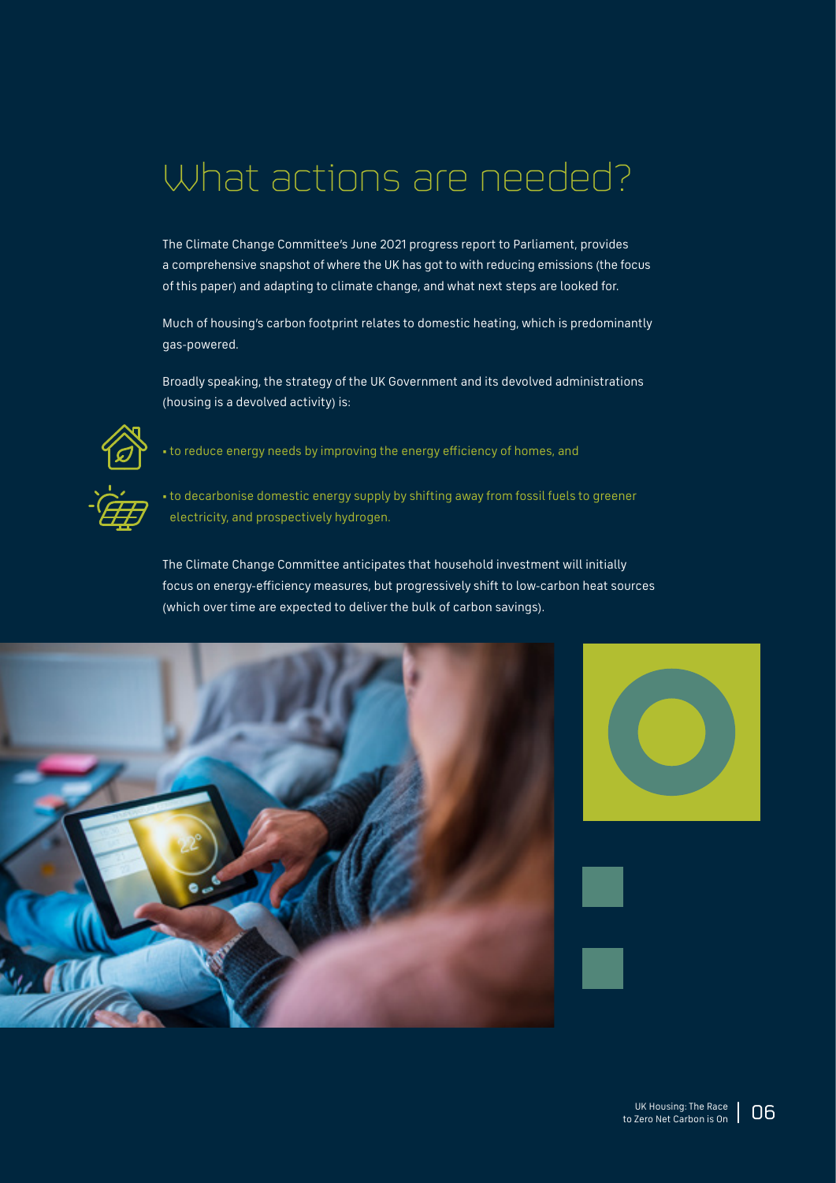# What actions are needed?

The Climate Change Committee's June 2021 progress report to Parliament, provides a comprehensive snapshot of where the UK has got to with reducing emissions (the focus of this paper) and adapting to climate change, and what next steps are looked for.

Much of housing's carbon footprint relates to domestic heating, which is predominantly gas-powered.

Broadly speaking, the strategy of the UK Government and its devolved administrations (housing is a devolved activity) is:

- to reduce energy needs by improving the energy efficiency of homes, and
- to decarbonise domestic energy supply by shifting away from fossil fuels to greener electricity, and prospectively hydrogen.

The Climate Change Committee anticipates that household investment will initially focus on energy-efficiency measures, but progressively shift to low-carbon heat sources (which over time are expected to deliver the bulk of carbon savings).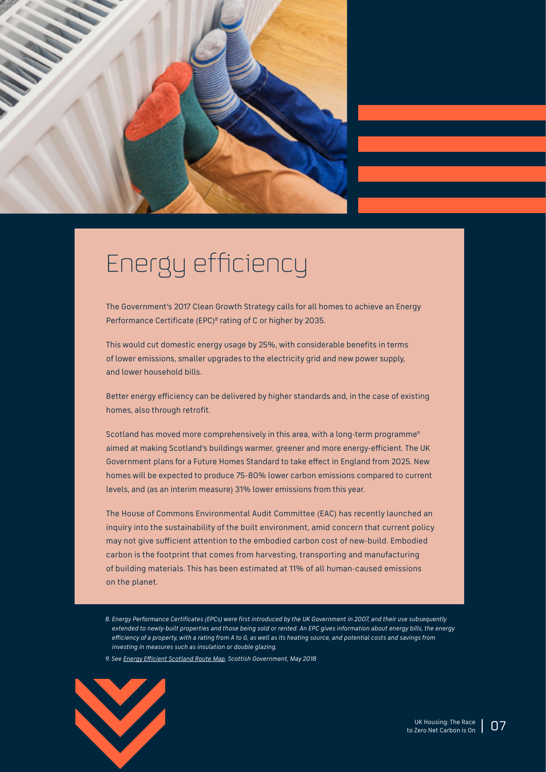# Energy efficiency

The Government's 2017 Clean Growth Strategy calls for all homes to achieve an Energy Performance Certificate (EPC)[8] rating of C or higher by 2035.

This would cut domestic energy usage by 25%, with considerable benefits in terms of lower emissions, smaller upgrades to the electricity grid and new power supply, and lower household bills.

Better energy efficiency can be delivered by higher standards and, in the case of existing homes, also through retrofit.

Scotland has moved more comprehensively in this area, with a long-term programme[9] aimed at making Scotland's buildings warmer, greener and more energy-efficient. The UK Government plans for a Future Homes Standard to take effect in England from 2025. New homes will be expected to produce 75-80% lower carbon emissions compared to current levels, and (as an interim measure) 31% lower emissions from this year.

The House of Commons Environmental Audit Committee (EAC) has recently launched an inquiry into the sustainability of the built environment, amid concern that current policy may not give sufficient attention to the embodied carbon cost of new-build. Embodied carbon is the footprint that comes from harvesting, transporting and manufacturing of building materials. This has been estimated at 11% of all human-caused emissions on the planet.

*8. Energy Performance Certificates (EPCs) were first introduced by the UK Government in 2007, and their use subsequently extended to newly-built properties and those being sold or rented. An EPC gives information about energy bills, the energy efficiency of a property, with a rating from A to G, as well as its heating source, and potential costs and savings from investing in measures such as insulation or double glazing.*

*9. See Energy Efficient Scotland Route Map, Scottish Government, May 2018*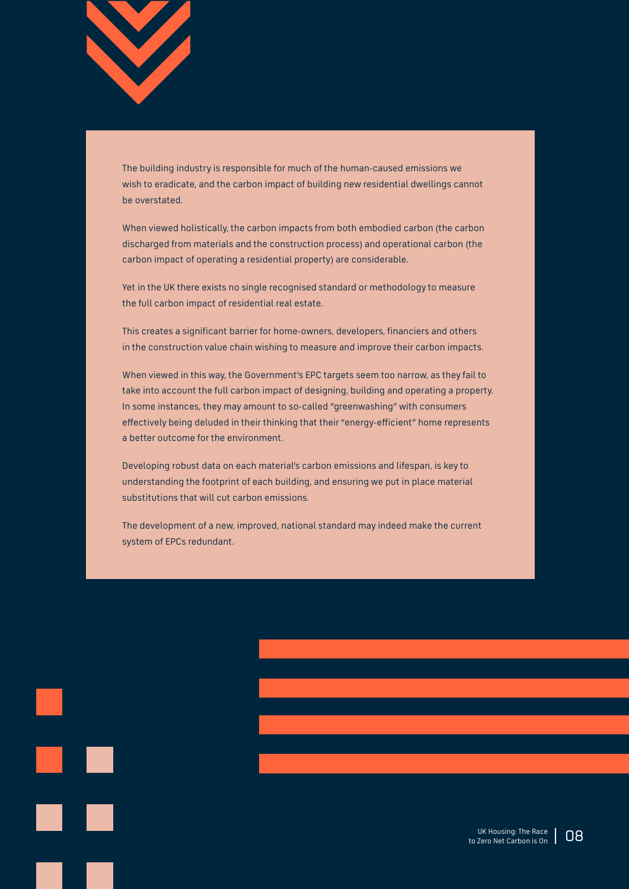The building industry is responsible for much of the human-caused emissions we wish to eradicate, and the carbon impact of building new residential dwellings cannot be overstated.

When viewed holistically, the carbon impacts from both embodied carbon (the carbon discharged from materials and the construction process) and operational carbon (the carbon impact of operating a residential property) are considerable.

Yet in the UK there exists no single recognised standard or methodology to measure the full carbon impact of residential real estate.

This creates a significant barrier for home-owners, developers, financiers and others in the construction value chain wishing to measure and improve their carbon impacts.

When viewed in this way, the Government's EPC targets seem too narrow, as they fail to take into account the full carbon impact of designing, building and operating a property. In some instances, they may amount to so-called "greenwashing" with consumers effectively being deluded in their thinking that their "energy-efficient" home represents a better outcome for the environment.

Developing robust data on each material's carbon emissions and lifespan, is key to understanding the footprint of each building, and ensuring we put in place material substitutions that will cut carbon emissions.

The development of a new, improved, national standard may indeed make the current system of EPCs redundant.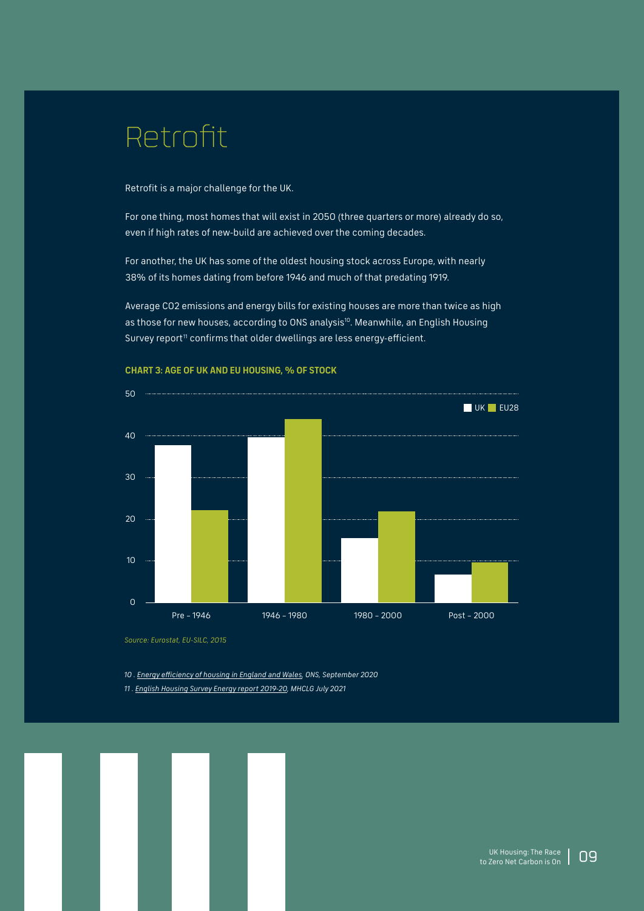# Retrofit

Retrofit is a major challenge for the UK.

For one thing, most homes that will exist in 2050 (three quarters or more) already do so, even if high rates of new-build are achieved over the coming decades.

For another, the UK has some of the oldest housing stock across Europe, with nearly 38% of its homes dating from before 1946 and much of that predating 1919.

Average CO2 emissions and energy bills for existing houses are more than twice as high as those for new houses, according to ONS analysis[10]. Meanwhile, an English Housing Survey report[11] confirms that older dwellings are less energy-efficient.

**CHART 3: AGE OF UK AND EU HOUSING, % OF STOCK**

| | UK | EU28 |
|---|---|---|
| Pre – 1946 | 38 | 22 |
| 1946 – 1980 | 40 | 44 |
| 1980 – 2000 | 15 | 22 |
| Post – 2000 | 7 | 10 |

*Source: Eurostat, EU-SILC, 2015*

*10 . Energy efficiency of housing in England and Wales, ONS, September 2020*

*11 . English Housing Survey Energy report 2019-20, MHCLG July 2021*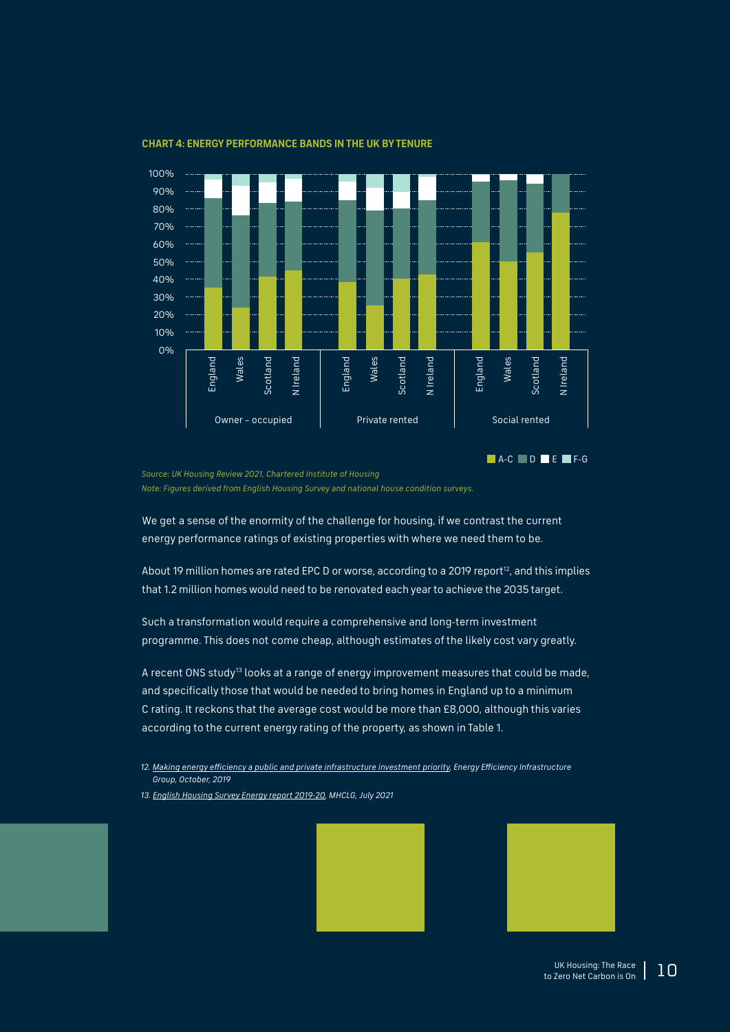**CHART 4: ENERGY PERFORMANCE BANDS IN THE UK BY TENURE**

*Source: UK Housing Review 2021, Chartered Institute of Housing*

*Note: Figures derived from English Housing Survey and national house condition surveys.*

We get a sense of the enormity of the challenge for housing, if we contrast the current energy performance ratings of existing properties with where we need them to be.

About 19 million homes are rated EPC D or worse, according to a 2019 report[12], and this implies that 1.2 million homes would need to be renovated each year to achieve the 2035 target.

Such a transformation would require a comprehensive and long-term investment programme. This does not come cheap, although estimates of the likely cost vary greatly.

A recent ONS study[13] looks at a range of energy improvement measures that could be made, and specifically those that would be needed to bring homes in England up to a minimum C rating. It reckons that the average cost would be more than £8,000, although this varies according to the current energy rating of the property, as shown in Table 1.

12. *Making energy efficiency a public and private infrastructure investment priority, Energy Efficiency Infrastructure Group, October, 2019*

13. *English Housing Survey Energy report 2019-20, MHCLG, July 2021*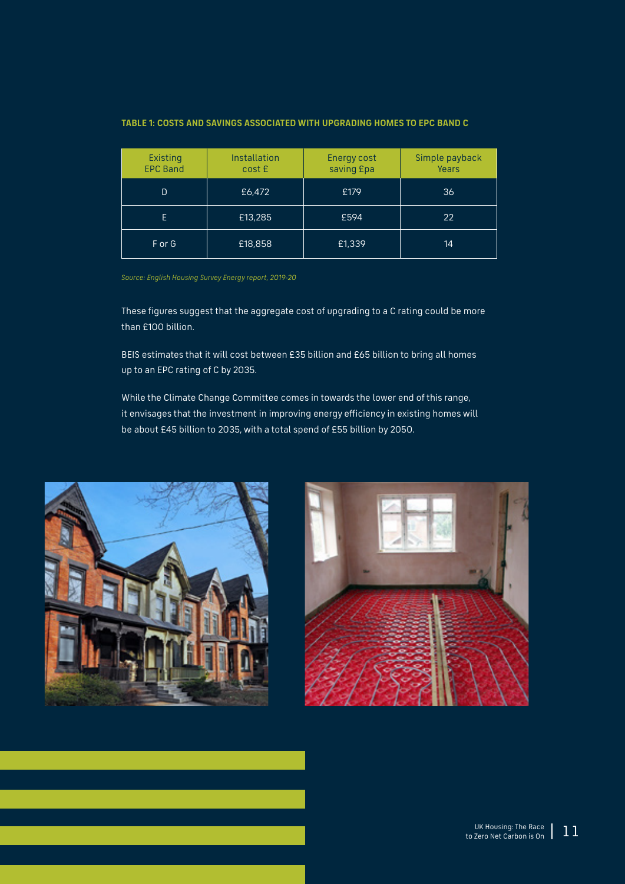**TABLE 1: COSTS AND SAVINGS ASSOCIATED WITH UPGRADING HOMES TO EPC BAND C**

| Existing EPC Band | Installation cost £ | Energy cost saving £pa | Simple payback Years |
|---|---|---|---|
| D | £6,472 | £179 | 36 |
| E | £13,285 | £594 | 22 |
| F or G | £18,858 | £1,339 | 14 |

*Source: English Housing Survey Energy report, 2019-20*

These figures suggest that the aggregate cost of upgrading to a C rating could be more than £100 billion.

BEIS estimates that it will cost between £35 billion and £65 billion to bring all homes up to an EPC rating of C by 2035.

While the Climate Change Committee comes in towards the lower end of this range, it envisages that the investment in improving energy efficiency in existing homes will be about £45 billion to 2035, with a total spend of £55 billion by 2050.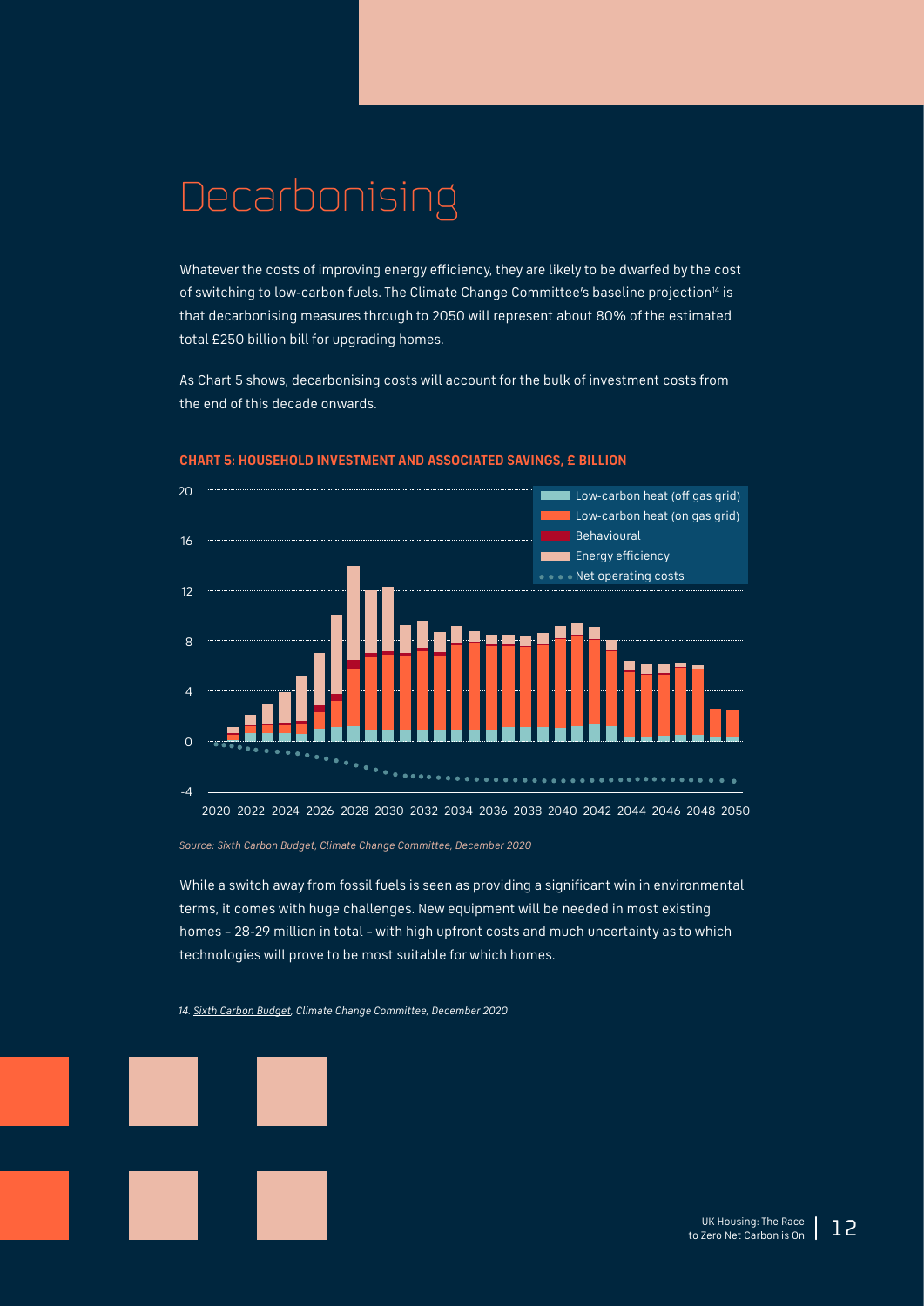# Decarbonising

Whatever the costs of improving energy efficiency, they are likely to be dwarfed by the cost of switching to low-carbon fuels. The Climate Change Committee's baseline projection[14] is that decarbonising measures through to 2050 will represent about 80% of the estimated total £250 billion bill for upgrading homes.

As Chart 5 shows, decarbonising costs will account for the bulk of investment costs from the end of this decade onwards.

**CHART 5: HOUSEHOLD INVESTMENT AND ASSOCIATED SAVINGS, £ BILLION**

*Source: Sixth Carbon Budget, Climate Change Committee, December 2020*

While a switch away from fossil fuels is seen as providing a significant win in environmental terms, it comes with huge challenges. New equipment will be needed in most existing homes – 28-29 million in total – with high upfront costs and much uncertainty as to which technologies will prove to be most suitable for which homes.

*14. Sixth Carbon Budget, Climate Change Committee, December 2020*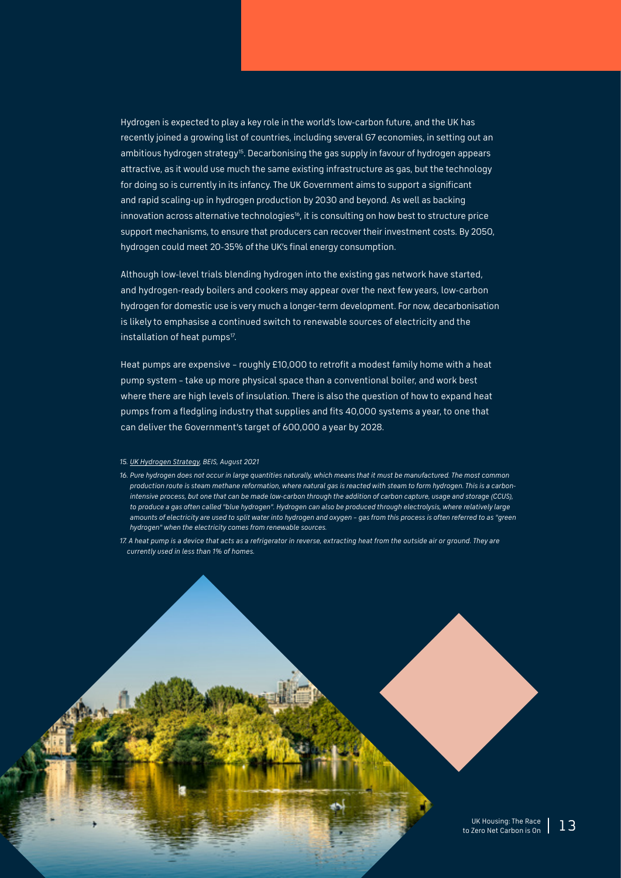Hydrogen is expected to play a key role in the world's low-carbon future, and the UK has recently joined a growing list of countries, including several G7 economies, in setting out an ambitious hydrogen strategy[15]. Decarbonising the gas supply in favour of hydrogen appears attractive, as it would use much the same existing infrastructure as gas, but the technology for doing so is currently in its infancy. The UK Government aims to support a significant and rapid scaling-up in hydrogen production by 2030 and beyond. As well as backing innovation across alternative technologies[16], it is consulting on how best to structure price support mechanisms, to ensure that producers can recover their investment costs. By 2050, hydrogen could meet 20-35% of the UK's final energy consumption.

Although low-level trials blending hydrogen into the existing gas network have started, and hydrogen-ready boilers and cookers may appear over the next few years, low-carbon hydrogen for domestic use is very much a longer-term development. For now, decarbonisation is likely to emphasise a continued switch to renewable sources of electricity and the installation of heat pumps[17].

Heat pumps are expensive – roughly £10,000 to retrofit a modest family home with a heat pump system – take up more physical space than a conventional boiler, and work best where there are high levels of insulation. There is also the question of how to expand heat pumps from a fledgling industry that supplies and fits 40,000 systems a year, to one that can deliver the Government's target of 600,000 a year by 2028.

*15. UK Hydrogen Strategy, BEIS, August 2021*

*16. Pure hydrogen does not occur in large quantities naturally, which means that it must be manufactured. The most common production route is steam methane reformation, where natural gas is reacted with steam to form hydrogen. This is a carbon-intensive process, but one that can be made low-carbon through the addition of carbon capture, usage and storage (CCUS), to produce a gas often called "blue hydrogen". Hydrogen can also be produced through electrolysis, where relatively large amounts of electricity are used to split water into hydrogen and oxygen – gas from this process is often referred to as "green hydrogen" when the electricity comes from renewable sources.*

*17. A heat pump is a device that acts as a refrigerator in reverse, extracting heat from the outside air or ground. They are currently used in less than 1% of homes.*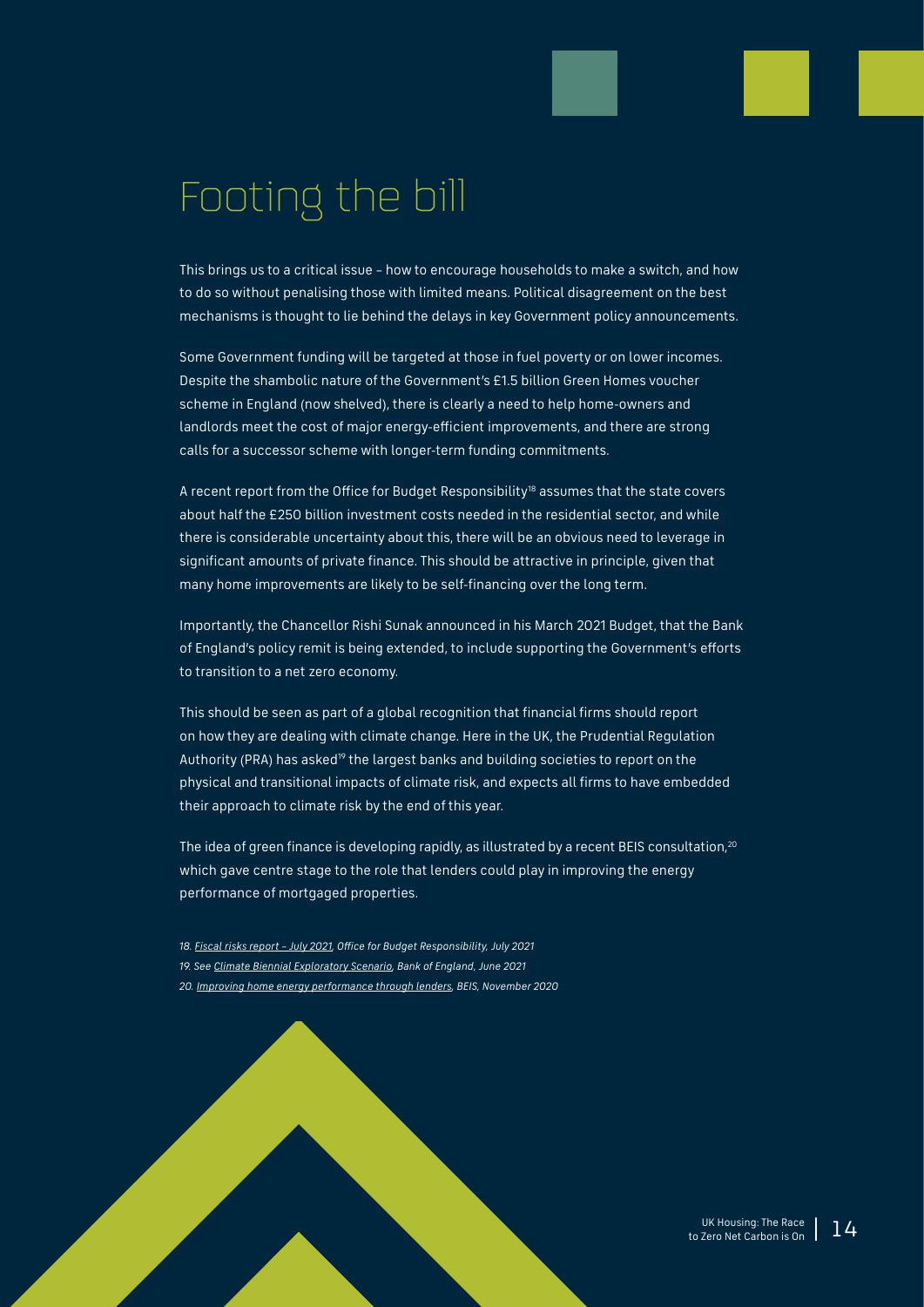# Footing the bill

This brings us to a critical issue – how to encourage households to make a switch, and how to do so without penalising those with limited means. Political disagreement on the best mechanisms is thought to lie behind the delays in key Government policy announcements.

Some Government funding will be targeted at those in fuel poverty or on lower incomes. Despite the shambolic nature of the Government's £1.5 billion Green Homes voucher scheme in England (now shelved), there is clearly a need to help home-owners and landlords meet the cost of major energy-efficient improvements, and there are strong calls for a successor scheme with longer-term funding commitments.

A recent report from the Office for Budget Responsibility[18] assumes that the state covers about half the £250 billion investment costs needed in the residential sector, and while there is considerable uncertainty about this, there will be an obvious need to leverage in significant amounts of private finance. This should be attractive in principle, given that many home improvements are likely to be self-financing over the long term.

Importantly, the Chancellor Rishi Sunak announced in his March 2021 Budget, that the Bank of England's policy remit is being extended, to include supporting the Government's efforts to transition to a net zero economy.

This should be seen as part of a global recognition that financial firms should report on how they are dealing with climate change. Here in the UK, the Prudential Regulation Authority (PRA) has asked[19] the largest banks and building societies to report on the physical and transitional impacts of climate risk, and expects all firms to have embedded their approach to climate risk by the end of this year.

The idea of green finance is developing rapidly, as illustrated by a recent BEIS consultation,[20] which gave centre stage to the role that lenders could play in improving the energy performance of mortgaged properties.

*18. Fiscal risks report – July 2021, Office for Budget Responsibility, July 2021*

*19. See Climate Biennial Exploratory Scenario, Bank of England, June 2021*

*20. Improving home energy performance through lenders, BEIS, November 2020*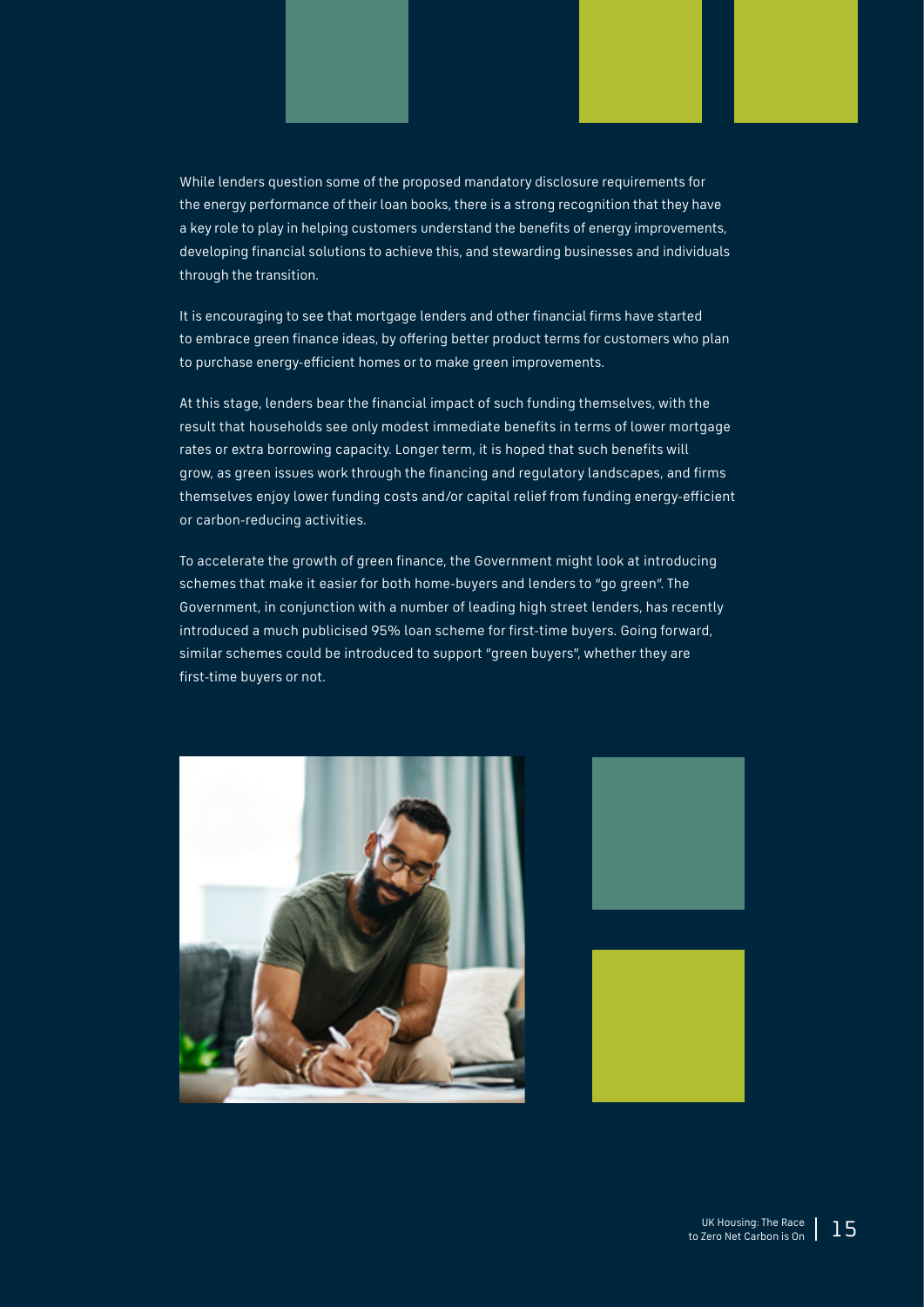While lenders question some of the proposed mandatory disclosure requirements for the energy performance of their loan books, there is a strong recognition that they have a key role to play in helping customers understand the benefits of energy improvements, developing financial solutions to achieve this, and stewarding businesses and individuals through the transition.

It is encouraging to see that mortgage lenders and other financial firms have started to embrace green finance ideas, by offering better product terms for customers who plan to purchase energy-efficient homes or to make green improvements.

At this stage, lenders bear the financial impact of such funding themselves, with the result that households see only modest immediate benefits in terms of lower mortgage rates or extra borrowing capacity. Longer term, it is hoped that such benefits will grow, as green issues work through the financing and regulatory landscapes, and firms themselves enjoy lower funding costs and/or capital relief from funding energy-efficient or carbon-reducing activities.

To accelerate the growth of green finance, the Government might look at introducing schemes that make it easier for both home-buyers and lenders to "go green". The Government, in conjunction with a number of leading high street lenders, has recently introduced a much publicised 95% loan scheme for first-time buyers. Going forward, similar schemes could be introduced to support "green buyers", whether they are first-time buyers or not.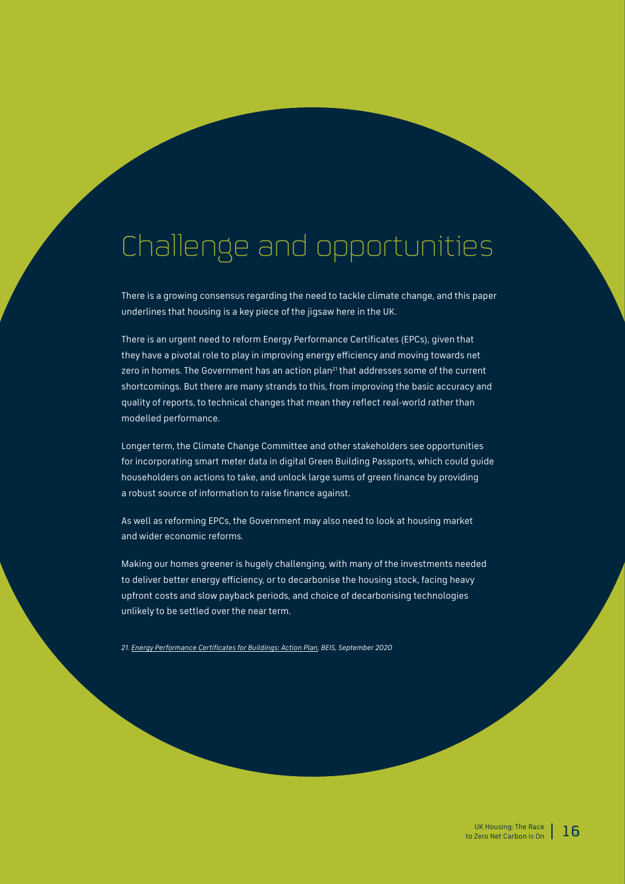# Challenge and opportunities

There is a growing consensus regarding the need to tackle climate change, and this paper underlines that housing is a key piece of the jigsaw here in the UK.

There is an urgent need to reform Energy Performance Certificates (EPCs), given that they have a pivotal role to play in improving energy efficiency and moving towards net zero in homes. The Government has an action plan[21] that addresses some of the current shortcomings. But there are many strands to this, from improving the basic accuracy and quality of reports, to technical changes that mean they reflect real-world rather than modelled performance.

Longer term, the Climate Change Committee and other stakeholders see opportunities for incorporating smart meter data in digital Green Building Passports, which could guide householders on actions to take, and unlock large sums of green finance by providing a robust source of information to raise finance against.

As well as reforming EPCs, the Government may also need to look at housing market and wider economic reforms.

Making our homes greener is hugely challenging, with many of the investments needed to deliver better energy efficiency, or to decarbonise the housing stock, facing heavy upfront costs and slow payback periods, and choice of decarbonising technologies unlikely to be settled over the near term.

*21. Energy Performance Certificates for Buildings: Action Plan, BEIS, September 2020*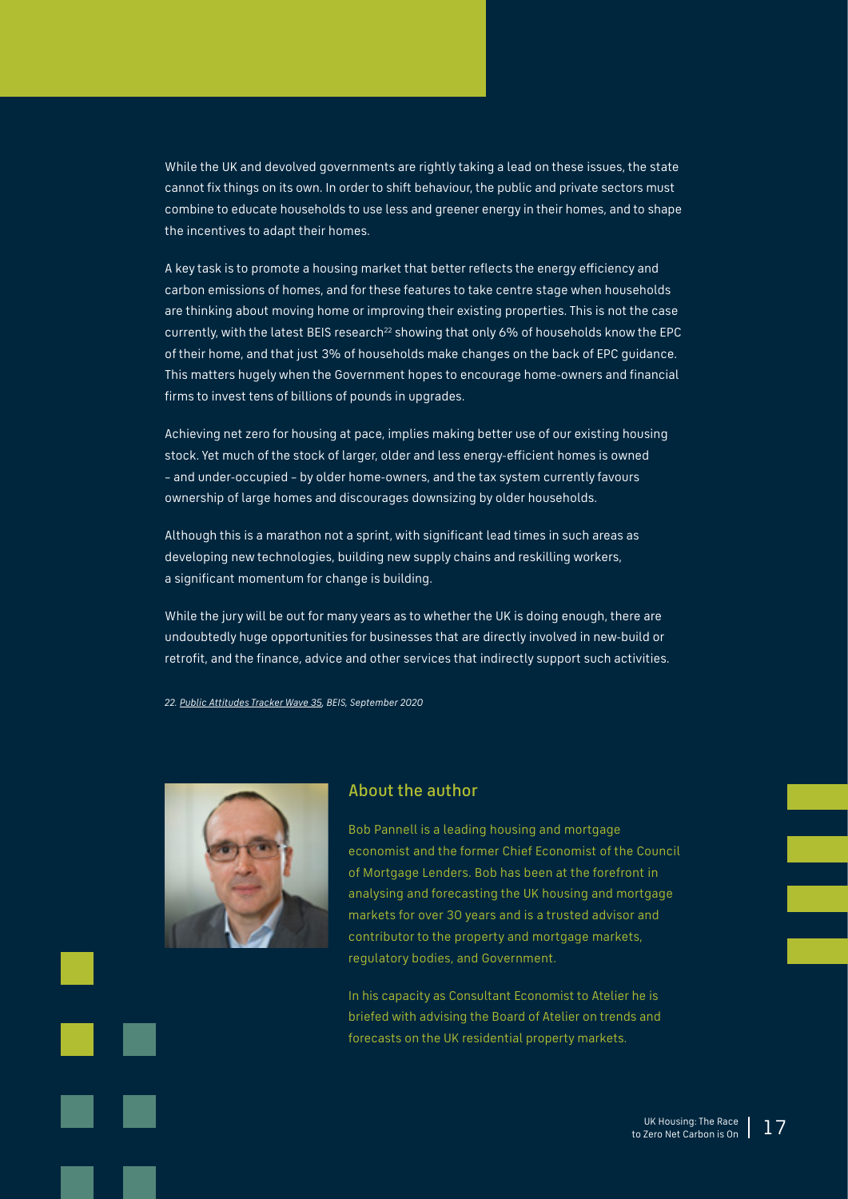While the UK and devolved governments are rightly taking a lead on these issues, the state cannot fix things on its own. In order to shift behaviour, the public and private sectors must combine to educate households to use less and greener energy in their homes, and to shape the incentives to adapt their homes.

A key task is to promote a housing market that better reflects the energy efficiency and carbon emissions of homes, and for these features to take centre stage when households are thinking about moving home or improving their existing properties. This is not the case currently, with the latest BEIS research[22] showing that only 6% of households know the EPC of their home, and that just 3% of households make changes on the back of EPC guidance. This matters hugely when the Government hopes to encourage home-owners and financial firms to invest tens of billions of pounds in upgrades.

Achieving net zero for housing at pace, implies making better use of our existing housing stock. Yet much of the stock of larger, older and less energy-efficient homes is owned – and under-occupied – by older home-owners, and the tax system currently favours ownership of large homes and discourages downsizing by older households.

Although this is a marathon not a sprint, with significant lead times in such areas as developing new technologies, building new supply chains and reskilling workers, a significant momentum for change is building.

While the jury will be out for many years as to whether the UK is doing enough, there are undoubtedly huge opportunities for businesses that are directly involved in new-build or retrofit, and the finance, advice and other services that indirectly support such activities.

*22. Public Attitudes Tracker Wave 35, BEIS, September 2020*

## About the author

Bob Pannell is a leading housing and mortgage economist and the former Chief Economist of the Council of Mortgage Lenders. Bob has been at the forefront in analysing and forecasting the UK housing and mortgage markets for over 30 years and is a trusted advisor and contributor to the property and mortgage markets, regulatory bodies, and Government.

In his capacity as Consultant Economist to Atelier he is briefed with advising the Board of Atelier on trends and forecasts on the UK residential property markets.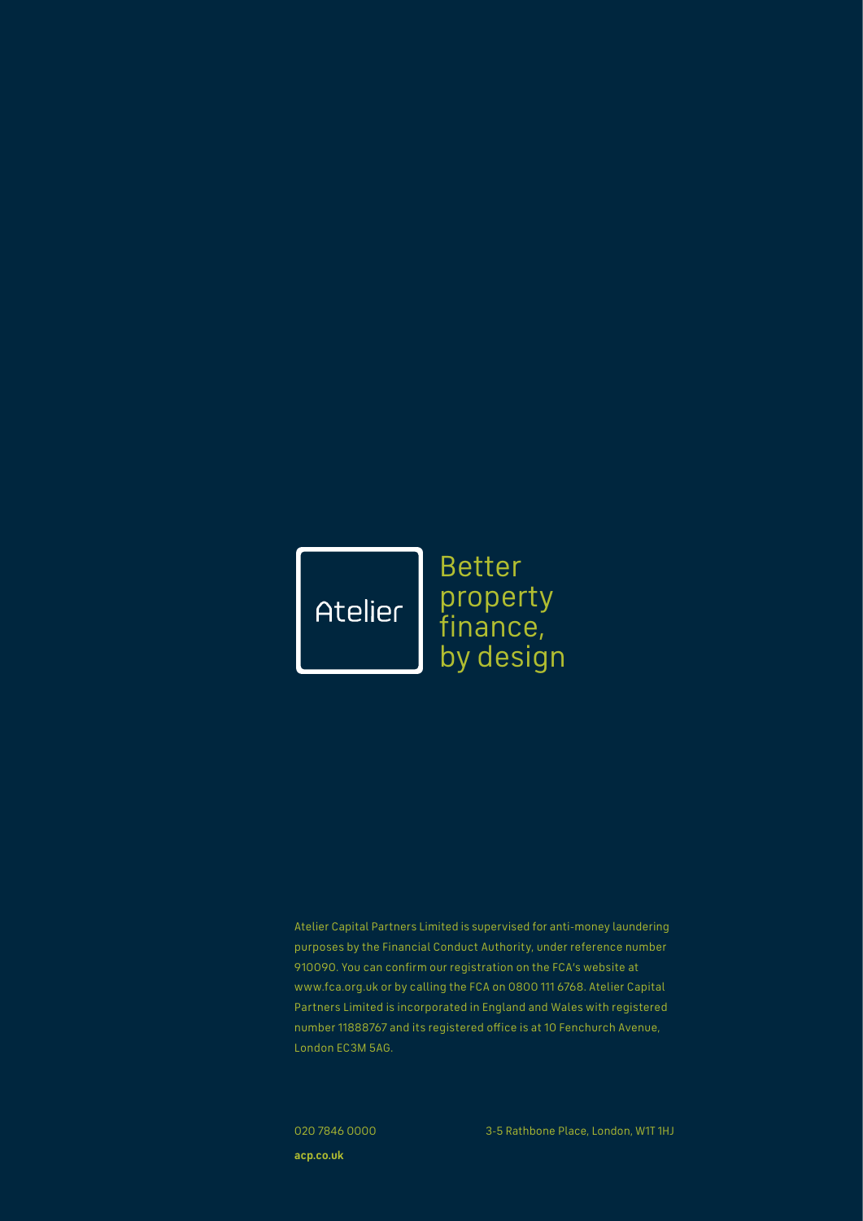Atelier

Better property finance, by design

Atelier Capital Partners Limited is supervised for anti-money laundering purposes by the Financial Conduct Authority, under reference number 910090. You can confirm our registration on the FCA's website at www.fca.org.uk or by calling the FCA on 0800 111 6768. Atelier Capital Partners Limited is incorporated in England and Wales with registered number 11888767 and its registered office is at 10 Fenchurch Avenue, London EC3M 5AG.

020 7846 0000

3-5 Rathbone Place, London, W1T 1HJ

**acp.co.uk**